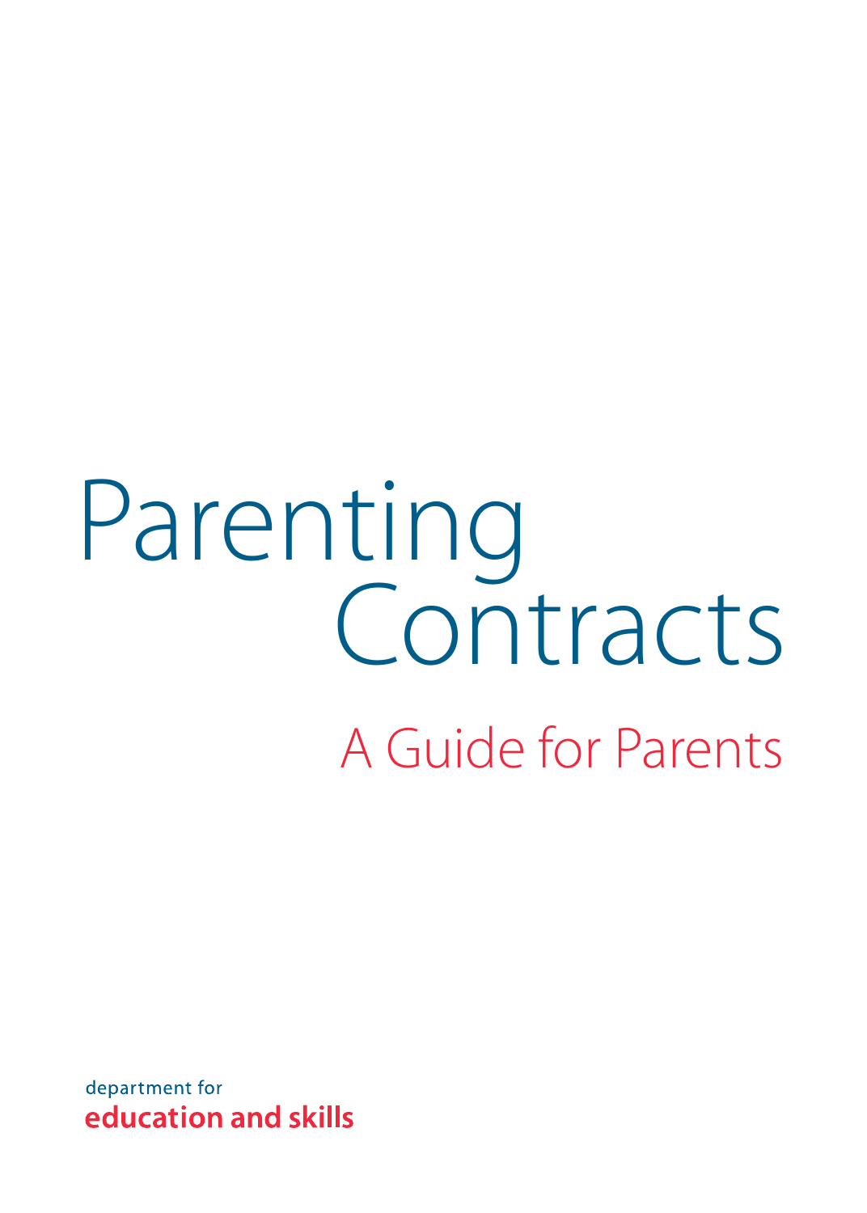# Parenting Contracts

## A Guide for Parents

department for
**education and skills**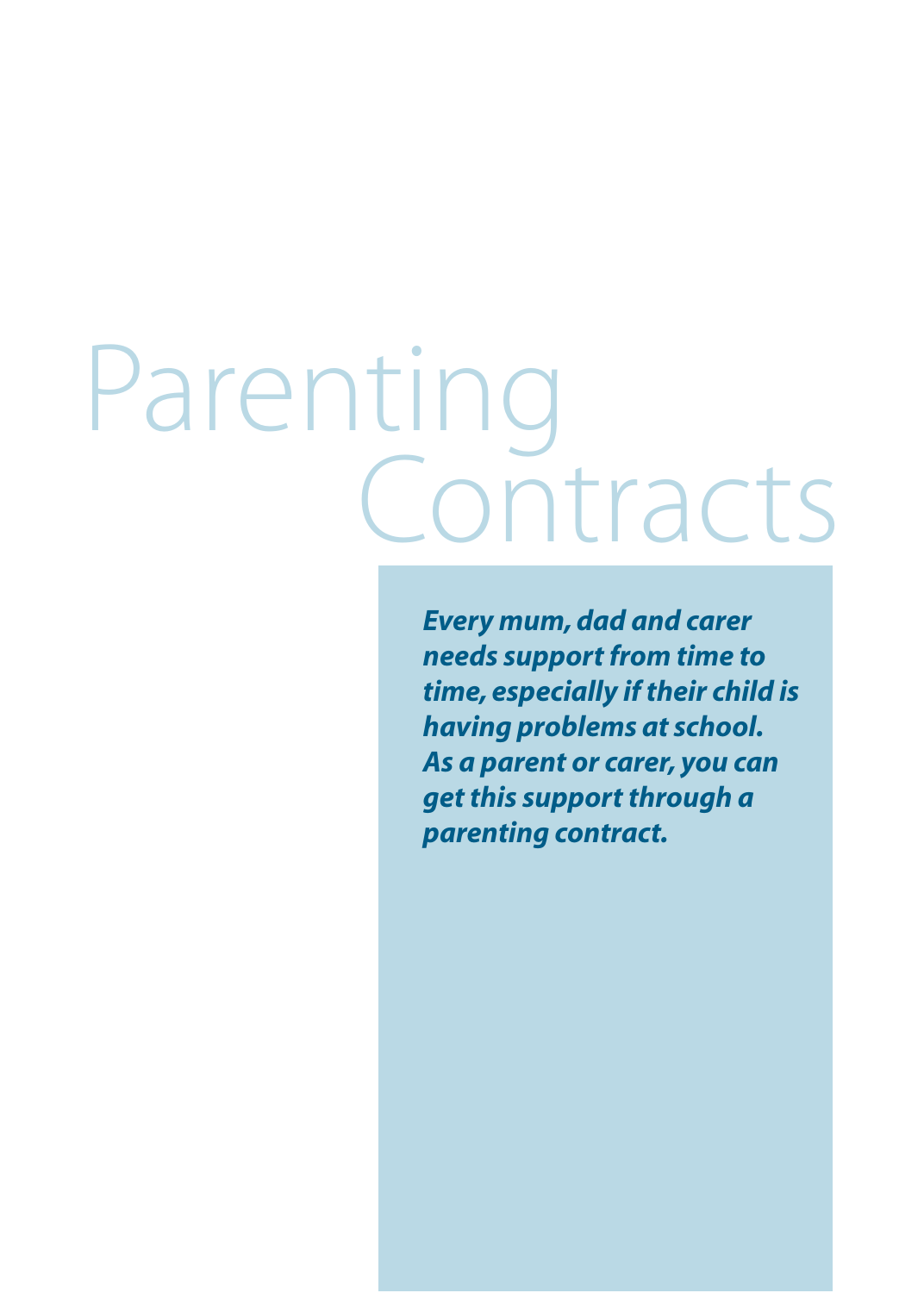# Parenting Contracts

***Every mum, dad and carer needs support from time to time, especially if their child is having problems at school. As a parent or carer, you can get this support through a parenting contract.***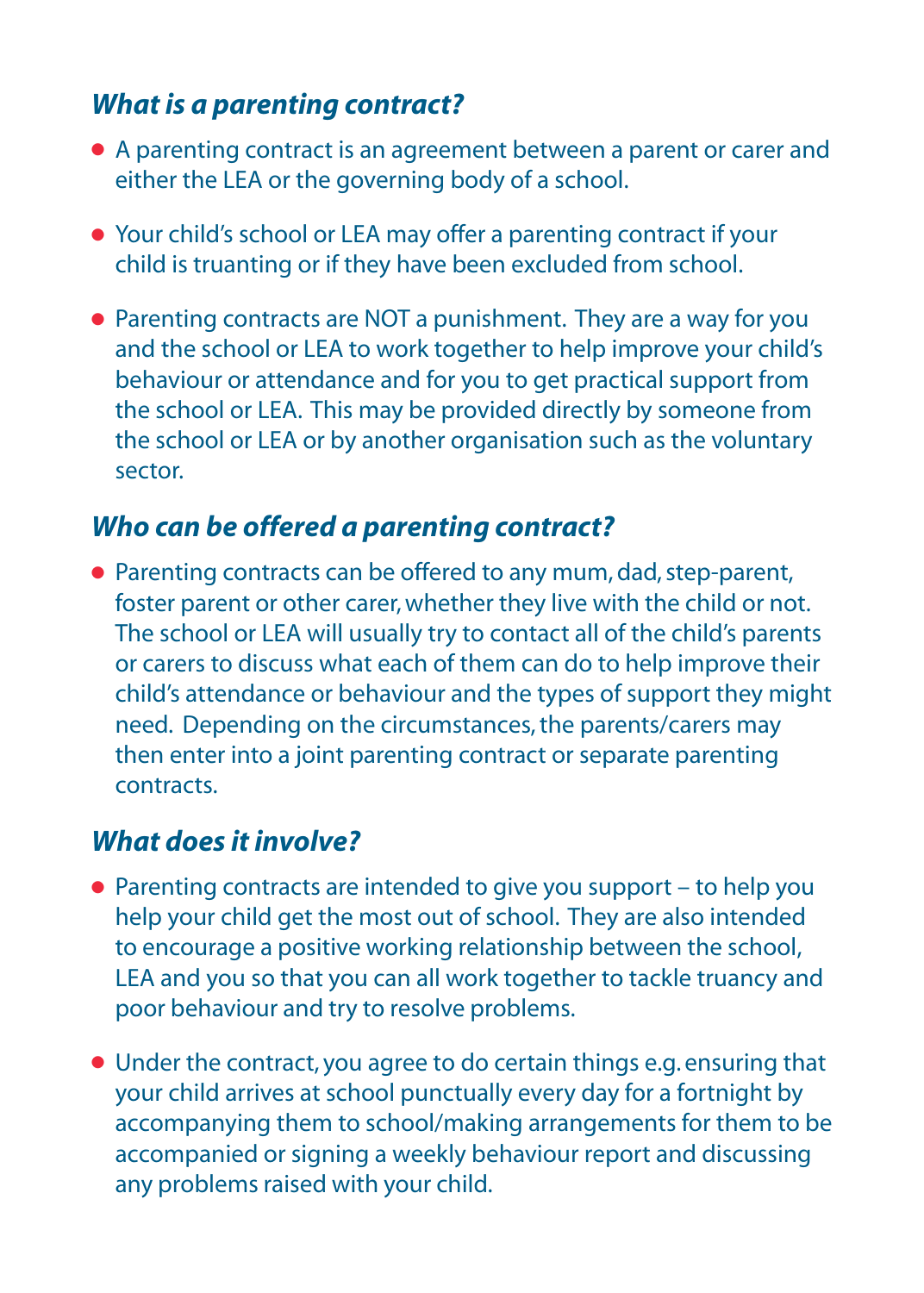### *What is a parenting contract?*

- A parenting contract is an agreement between a parent or carer and either the LEA or the governing body of a school.
- Your child's school or LEA may offer a parenting contract if your child is truanting or if they have been excluded from school.
- Parenting contracts are NOT a punishment. They are a way for you and the school or LEA to work together to help improve your child's behaviour or attendance and for you to get practical support from the school or LEA. This may be provided directly by someone from the school or LEA or by another organisation such as the voluntary sector.

### *Who can be offered a parenting contract?*

- Parenting contracts can be offered to any mum, dad, step-parent, foster parent or other carer, whether they live with the child or not. The school or LEA will usually try to contact all of the child's parents or carers to discuss what each of them can do to help improve their child's attendance or behaviour and the types of support they might need. Depending on the circumstances, the parents/carers may then enter into a joint parenting contract or separate parenting contracts.

### *What does it involve?*

- Parenting contracts are intended to give you support – to help you help your child get the most out of school. They are also intended to encourage a positive working relationship between the school, LEA and you so that you can all work together to tackle truancy and poor behaviour and try to resolve problems.
- Under the contract, you agree to do certain things e.g. ensuring that your child arrives at school punctually every day for a fortnight by accompanying them to school/making arrangements for them to be accompanied or signing a weekly behaviour report and discussing any problems raised with your child.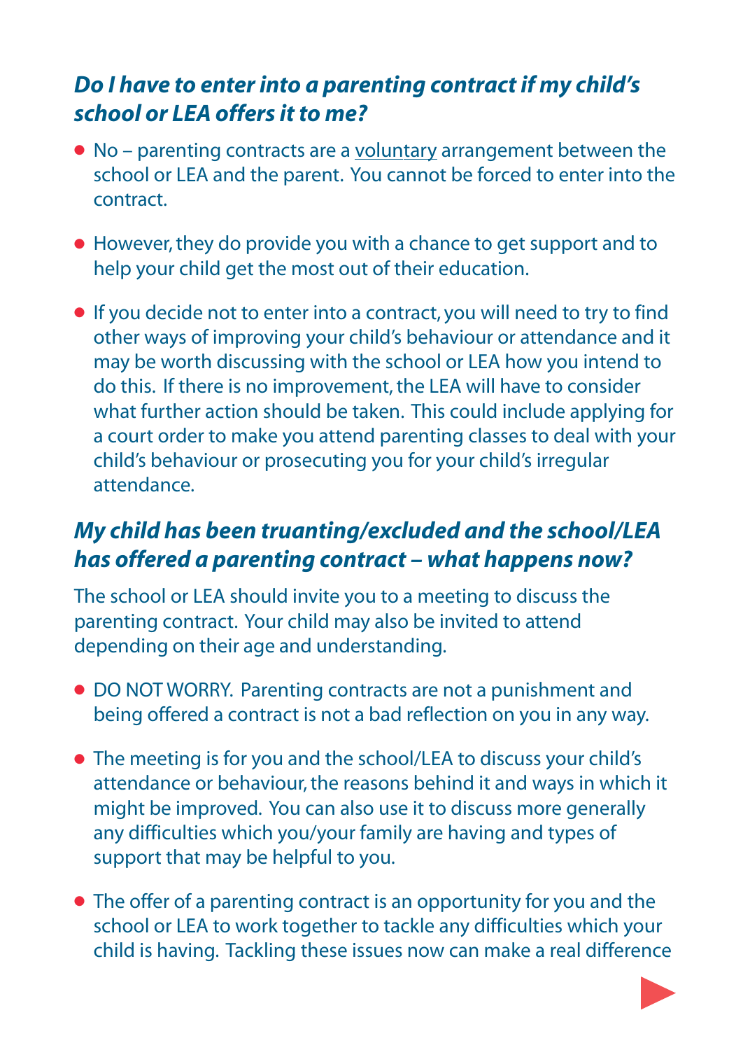## *Do I have to enter into a parenting contract if my child's school or LEA offers it to me?*

- No – parenting contracts are a <u>voluntary</u> arrangement between the school or LEA and the parent. You cannot be forced to enter into the contract.
- However, they do provide you with a chance to get support and to help your child get the most out of their education.
- If you decide not to enter into a contract, you will need to try to find other ways of improving your child's behaviour or attendance and it may be worth discussing with the school or LEA how you intend to do this. If there is no improvement, the LEA will have to consider what further action should be taken. This could include applying for a court order to make you attend parenting classes to deal with your child's behaviour or prosecuting you for your child's irregular attendance.

## *My child has been truanting/excluded and the school/LEA has offered a parenting contract – what happens now?*

The school or LEA should invite you to a meeting to discuss the parenting contract. Your child may also be invited to attend depending on their age and understanding.

- DO NOT WORRY. Parenting contracts are not a punishment and being offered a contract is not a bad reflection on you in any way.
- The meeting is for you and the school/LEA to discuss your child's attendance or behaviour, the reasons behind it and ways in which it might be improved. You can also use it to discuss more generally any difficulties which you/your family are having and types of support that may be helpful to you.
- The offer of a parenting contract is an opportunity for you and the school or LEA to work together to tackle any difficulties which your child is having. Tackling these issues now can make a real difference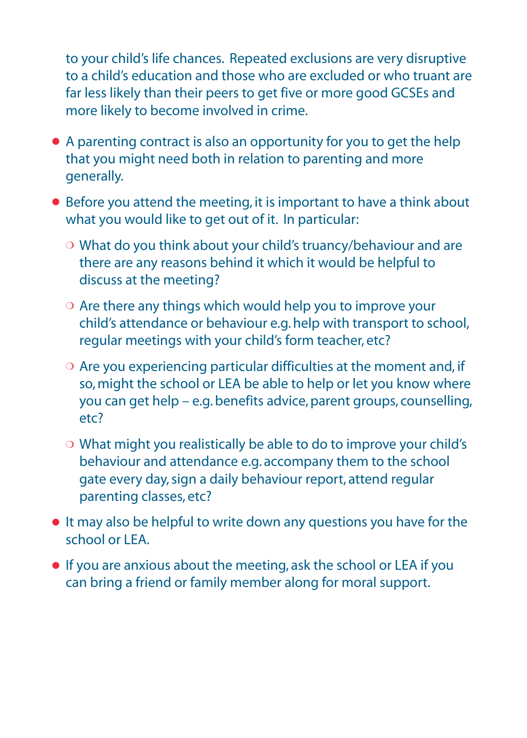to your child's life chances. Repeated exclusions are very disruptive to a child's education and those who are excluded or who truant are far less likely than their peers to get five or more good GCSEs and more likely to become involved in crime.

- A parenting contract is also an opportunity for you to get the help that you might need both in relation to parenting and more generally.
- Before you attend the meeting, it is important to have a think about what you would like to get out of it. In particular:
  - What do you think about your child's truancy/behaviour and are there are any reasons behind it which it would be helpful to discuss at the meeting?
  - Are there any things which would help you to improve your child's attendance or behaviour e.g. help with transport to school, regular meetings with your child's form teacher, etc?
  - Are you experiencing particular difficulties at the moment and, if so, might the school or LEA be able to help or let you know where you can get help – e.g. benefits advice, parent groups, counselling, etc?
  - What might you realistically be able to do to improve your child's behaviour and attendance e.g. accompany them to the school gate every day, sign a daily behaviour report, attend regular parenting classes, etc?
- It may also be helpful to write down any questions you have for the school or LEA.
- If you are anxious about the meeting, ask the school or LEA if you can bring a friend or family member along for moral support.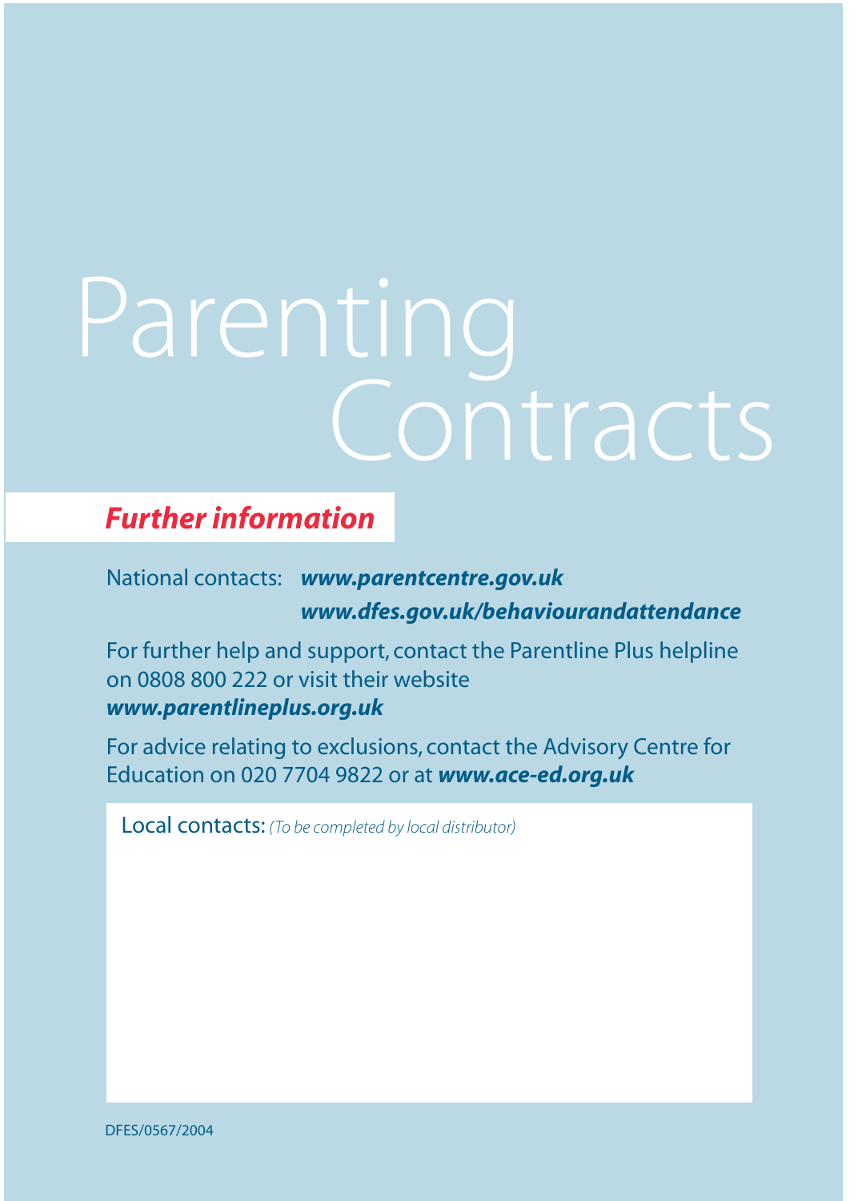# Parenting Contracts

## *Further information*

National contacts: ***www.parentcentre.gov.uk***
***www.dfes.gov.uk/behaviourandattendance***

For further help and support, contact the Parentline Plus helpline on 0808 800 222 or visit their website ***www.parentlineplus.org.uk***

For advice relating to exclusions, contact the Advisory Centre for Education on 020 7704 9822 or at ***www.ace-ed.org.uk***

Local contacts: *(To be completed by local distributor)*

DFES/0567/2004